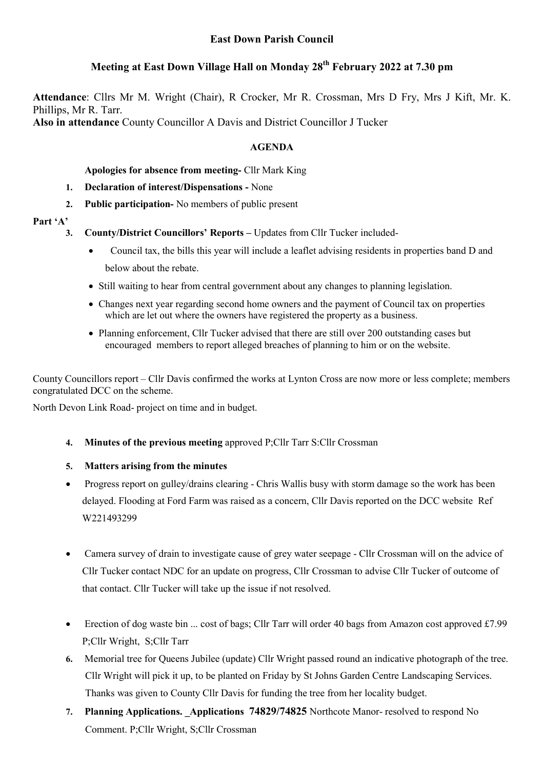# East Down Parish Council

## Meeting at East Down Village Hall on Monday 28th February 2022 at 7.30 pm

**Attendance**: Cllrs Mr M. Wright (Chair), R Crocker, Mr R. Crossman, Mrs D Fry, Mrs J Kift, Mr. K. Phillips, Mr R. Tarr.

**Also in attendance** County Councillor A Davis and District Councillor J Tucker

### AGENDA

**Apologies for absence from meeting-** Cllr Mark King

1. **Declaration of interest/Dispensations -** None
2. **Public participation-** No members of public present

**Part 'A'**

3. **County/District Councillors' Reports –** Updates from Cllr Tucker included-
   - Council tax, the bills this year will include a leaflet advising residents in properties band D and below about the rebate.
   - Still waiting to hear from central government about any changes to planning legislation.
   - Changes next year regarding second home owners and the payment of Council tax on properties which are let out where the owners have registered the property as a business.
   - Planning enforcement, Cllr Tucker advised that there are still over 200 outstanding cases but encouraged members to report alleged breaches of planning to him or on the website.

County Councillors report – Cllr Davis confirmed the works at Lynton Cross are now more or less complete; members congratulated DCC on the scheme.

North Devon Link Road- project on time and in budget.

4. **Minutes of the previous meeting** approved P;Cllr Tarr S:Cllr Crossman
5. **Matters arising from the minutes**

- Progress report on gulley/drains clearing - Chris Wallis busy with storm damage so the work has been delayed. Flooding at Ford Farm was raised as a concern, Cllr Davis reported on the DCC website Ref W221493299
- Camera survey of drain to investigate cause of grey water seepage - Cllr Crossman will on the advice of Cllr Tucker contact NDC for an update on progress, Cllr Crossman to advise Cllr Tucker of outcome of that contact. Cllr Tucker will take up the issue if not resolved.
- Erection of dog waste bin ... cost of bags; Cllr Tarr will order 40 bags from Amazon cost approved £7.99 P;Cllr Wright, S;Cllr Tarr

6. Memorial tree for Queens Jubilee (update) Cllr Wright passed round an indicative photograph of the tree. Cllr Wright will pick it up, to be planted on Friday by St Johns Garden Centre Landscaping Services. Thanks was given to County Cllr Davis for funding the tree from her locality budget.
7. **Planning Applications. _Applications 74829/74825** Northcote Manor- resolved to respond No Comment. P;Cllr Wright, S;Cllr Crossman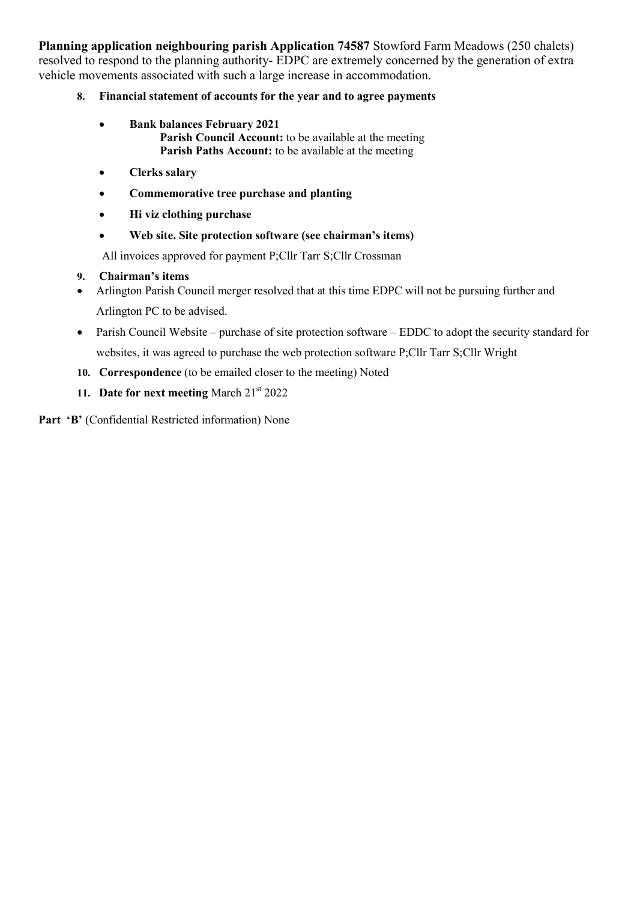**Planning application neighbouring parish Application 74587** Stowford Farm Meadows (250 chalets) resolved to respond to the planning authority- EDPC are extremely concerned by the generation of extra vehicle movements associated with such a large increase in accommodation.

8. **Financial statement of accounts for the year and to agree payments**

   - **Bank balances February 2021**
     **Parish Council Account:** to be available at the meeting
     **Parish Paths Account:** to be available at the meeting
   - **Clerks salary**
   - **Commemorative tree purchase and planting**
   - **Hi viz clothing purchase**
   - **Web site. Site protection software (see chairman's items)**

   All invoices approved for payment P;Cllr Tarr S;Cllr Crossman

9. **Chairman's items**

- Arlington Parish Council merger resolved that at this time EDPC will not be pursuing further and Arlington PC to be advised.
- Parish Council Website – purchase of site protection software – EDDC to adopt the security standard for websites, it was agreed to purchase the web protection software P;Cllr Tarr S;Cllr Wright

10. **Correspondence** (to be emailed closer to the meeting) Noted
11. **Date for next meeting** March 21st 2022

**Part 'B'** (Confidential Restricted information) None